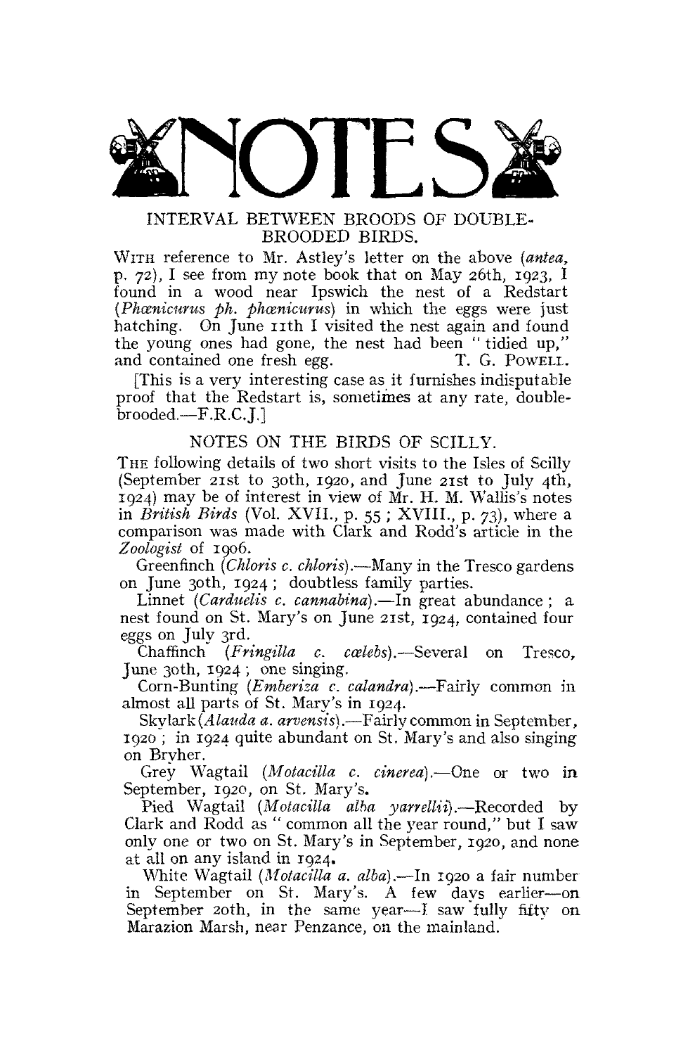# NOTES

## INTERVAL BETWEEN BROODS OF DOUBLE-BROODED BIRDS.

WITH reference to Mr. Astley's letter on the above (*antea*, p. 72), I see from my note book that on May 26th, 1923, I found in a wood near Ipswich the nest of a Redstart (*Phœnicurus ph. phœnicurus*) in which the eggs were just hatching. On June 11th I visited the nest again and found the young ones had gone, the nest had been "tidied up," and contained one fresh egg. T. G. POWELL.

[This is a very interesting case as it furnishes indisputable proof that the Redstart is, sometimes at any rate, double-brooded.—F.R.C.J.]

## NOTES ON THE BIRDS OF SCILLY.

THE following details of two short visits to the Isles of Scilly (September 21st to 30th, 1920, and June 21st to July 4th, 1924) may be of interest in view of Mr. H. M. Wallis's notes in *British Birds* (Vol. XVII., p. 55; XVIII., p. 73), where a comparison was made with Clark and Rodd's article in the *Zoologist* of 1906.

Greenfinch (*Chloris c. chloris*).—Many in the Tresco gardens on June 30th, 1924; doubtless family parties.

Linnet (*Carduelis c. cannabina*).—In great abundance; a nest found on St. Mary's on June 21st, 1924, contained four eggs on July 3rd.

Chaffinch (*Fringilla c. cœlebs*).—Several on Tresco, June 30th, 1924; one singing.

Corn-Bunting (*Emberiza c. calandra*).—Fairly common in almost all parts of St. Mary's in 1924.

Skylark (*Alauda a. arvensis*).—Fairly common in September, 1920; in 1924 quite abundant on St. Mary's and also singing on Bryher.

Grey Wagtail (*Motacilla c. cinerea*).—One or two in September, 1920, on St. Mary's.

Pied Wagtail (*Motacilla alba yarrellii*).—Recorded by Clark and Rodd as "common all the year round," but I saw only one or two on St. Mary's in September, 1920, and none at all on any island in 1924.

White Wagtail (*Motacilla a. alba*).—In 1920 a fair number in September on St. Mary's. A few days earlier—on September 20th, in the same year—I saw fully fifty on Marazion Marsh, near Penzance, on the mainland.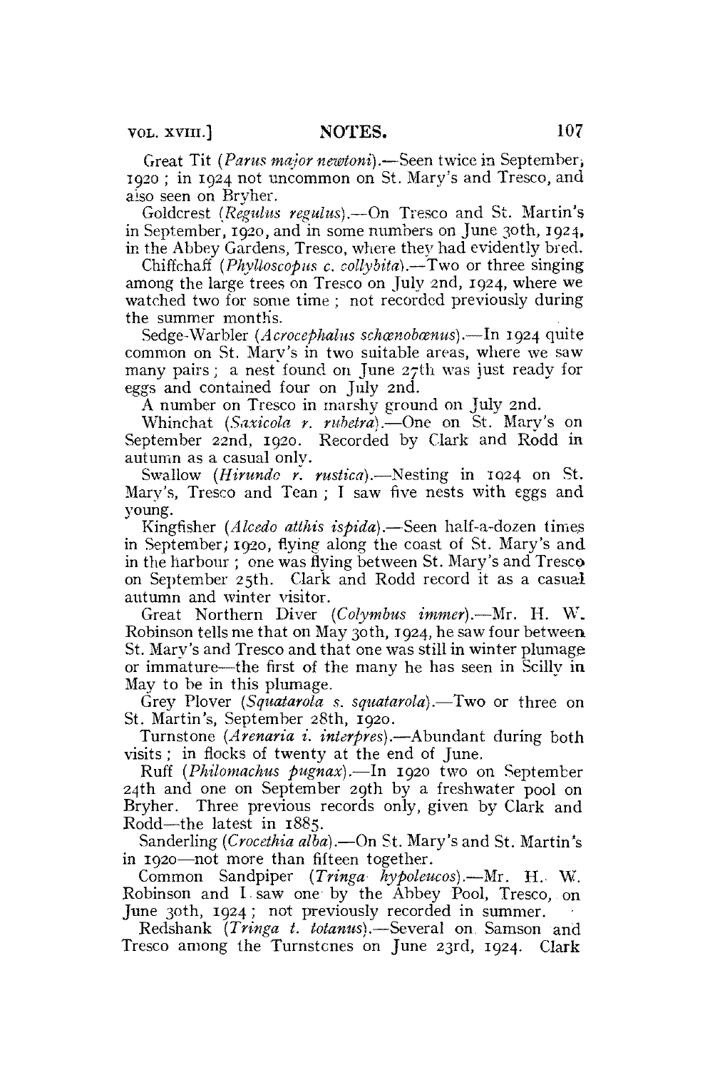Great Tit (*Parus major newtoni*).—Seen twice in September, 1920; in 1924 not uncommon on St. Mary's and Tresco, and also seen on Bryher.

Goldcrest (*Regulus regulus*).—On Tresco and St. Martin's in September, 1920, and in some numbers on June 30th, 1924, in the Abbey Gardens, Tresco, where they had evidently bred.

Chiffchaff (*Phylloscopus c. collybita*).—Two or three singing among the large trees on Tresco on July 2nd, 1924, where we watched two for some time; not recorded previously during the summer months.

Sedge-Warbler (*Acrocephalus schœnobœnus*).—In 1924 quite common on St. Mary's in two suitable areas, where we saw many pairs; a nest found on June 27th was just ready for eggs and contained four on July 2nd.

A number on Tresco in marshy ground on July 2nd.

Whinchat (*Saxicola r. rubetra*).—One on St. Mary's on September 22nd, 1920. Recorded by Clark and Rodd in autumn as a casual only.

Swallow (*Hirundo r. rustica*).—Nesting in 1924 on St. Mary's, Tresco and Tean; I saw five nests with eggs and young.

Kingfisher (*Alcedo atthis ispida*).—Seen half-a-dozen times in September, 1920, flying along the coast of St. Mary's and in the harbour; one was flying between St. Mary's and Tresco on September 25th. Clark and Rodd record it as a casual autumn and winter visitor.

Great Northern Diver (*Colymbus immer*).—Mr. H. W. Robinson tells me that on May 30th, 1924, he saw four between St. Mary's and Tresco and that one was still in winter plumage or immature—the first of the many he has seen in Scilly in May to be in this plumage.

Grey Plover (*Squatarola s. squatarola*).—Two or three on St. Martin's, September 28th, 1920.

Turnstone (*Arenaria i. interpres*).—Abundant during both visits; in flocks of twenty at the end of June.

Ruff (*Philomachus pugnax*).—In 1920 two on September 24th and one on September 29th by a freshwater pool on Bryher. Three previous records only, given by Clark and Rodd—the latest in 1885.

Sanderling (*Crocethia alba*).—On St. Mary's and St. Martin's in 1920—not more than fifteen together.

Common Sandpiper (*Tringa hypoleucos*).—Mr. H. W. Robinson and I saw one by the Abbey Pool, Tresco, on June 30th, 1924; not previously recorded in summer.

Redshank (*Tringa t. totanus*).—Several on Samson and Tresco among the Turnstones on June 23rd, 1924. Clark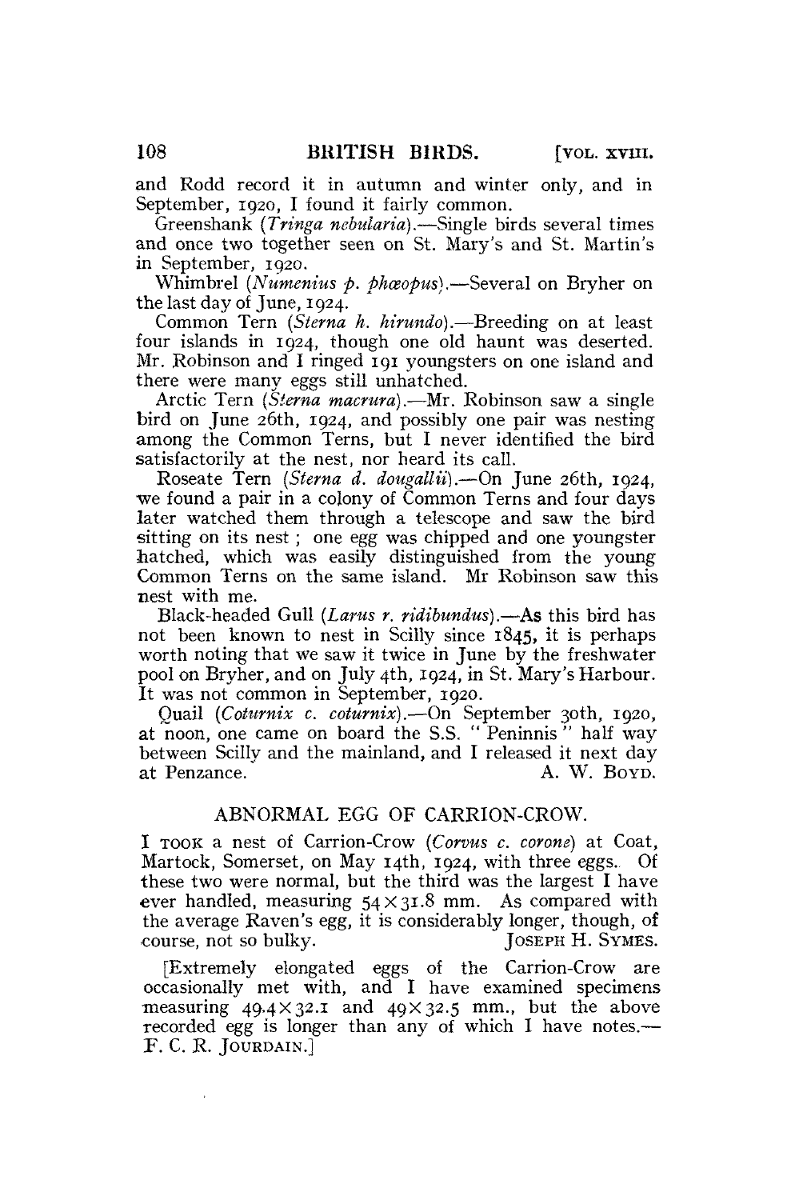and Rodd record it in autumn and winter only, and in September, 1920, I found it fairly common.

Greenshank (*Tringa nebularia*).—Single birds several times and once two together seen on St. Mary's and St. Martin's in September, 1920.

Whimbrel (*Numenius p. phæopus*).—Several on Bryher on the last day of June, 1924.

Common Tern (*Sterna h. hirundo*).—Breeding on at least four islands in 1924, though one old haunt was deserted. Mr. Robinson and I ringed 191 youngsters on one island and there were many eggs still unhatched.

Arctic Tern (*Sterna macrura*).—Mr. Robinson saw a single bird on June 26th, 1924, and possibly one pair was nesting among the Common Terns, but I never identified the bird satisfactorily at the nest, nor heard its call.

Roseate Tern (*Sterna d. dougallii*).—On June 26th, 1924, we found a pair in a colony of Common Terns and four days later watched them through a telescope and saw the bird sitting on its nest ; one egg was chipped and one youngster hatched, which was easily distinguished from the young Common Terns on the same island. Mr Robinson saw this nest with me.

Black-headed Gull (*Larus r. ridibundus*).—As this bird has not been known to nest in Scilly since 1845, it is perhaps worth noting that we saw it twice in June by the freshwater pool on Bryher, and on July 4th, 1924, in St. Mary's Harbour. It was not common in September, 1920.

Quail (*Coturnix c. coturnix*).—On September 30th, 1920, at noon, one came on board the S.S. " Peninnis " half way between Scilly and the mainland, and I released it next day at Penzance.

A. W. Boyd.

## ABNORMAL EGG OF CARRION-CROW.

I took a nest of Carrion-Crow (*Corvus c. corone*) at Coat, Martock, Somerset, on May 14th, 1924, with three eggs. Of these two were normal, but the third was the largest I have ever handled, measuring $54 \times 31.8$ mm. As compared with the average Raven's egg, it is considerably longer, though, of course, not so bulky.

Joseph H. Symes.

[Extremely elongated eggs of the Carrion-Crow are occasionally met with, and I have examined specimens measuring $49.4 \times 32.1$ and $49 \times 32.5$ mm., but the above recorded egg is longer than any of which I have notes.—F. C. R. Jourdain.]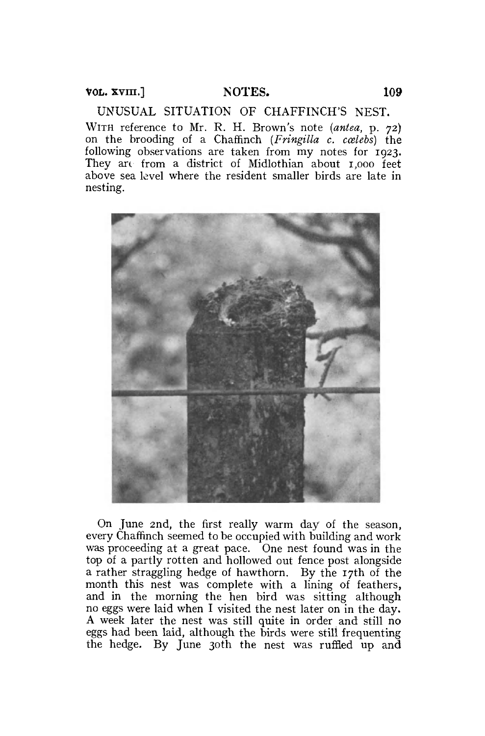## UNUSUAL SITUATION OF CHAFFINCH'S NEST.

WITH reference to Mr. R. H. Brown's note (*antea*, p. 72) on the brooding of a Chaffinch (*Fringilla c. cœlebs*) the following observations are taken from my notes for 1923. They are from a district of Midlothian about 1,000 feet above sea level where the resident smaller birds are late in nesting.

On June 2nd, the first really warm day of the season, every Chaffinch seemed to be occupied with building and work was proceeding at a great pace. One nest found was in the top of a partly rotten and hollowed out fence post alongside a rather straggling hedge of hawthorn. By the 17th of the month this nest was complete with a lining of feathers, and in the morning the hen bird was sitting although no eggs were laid when I visited the nest later on in the day. A week later the nest was still quite in order and still no eggs had been laid, although the birds were still frequenting the hedge. By June 30th the nest was ruffled up and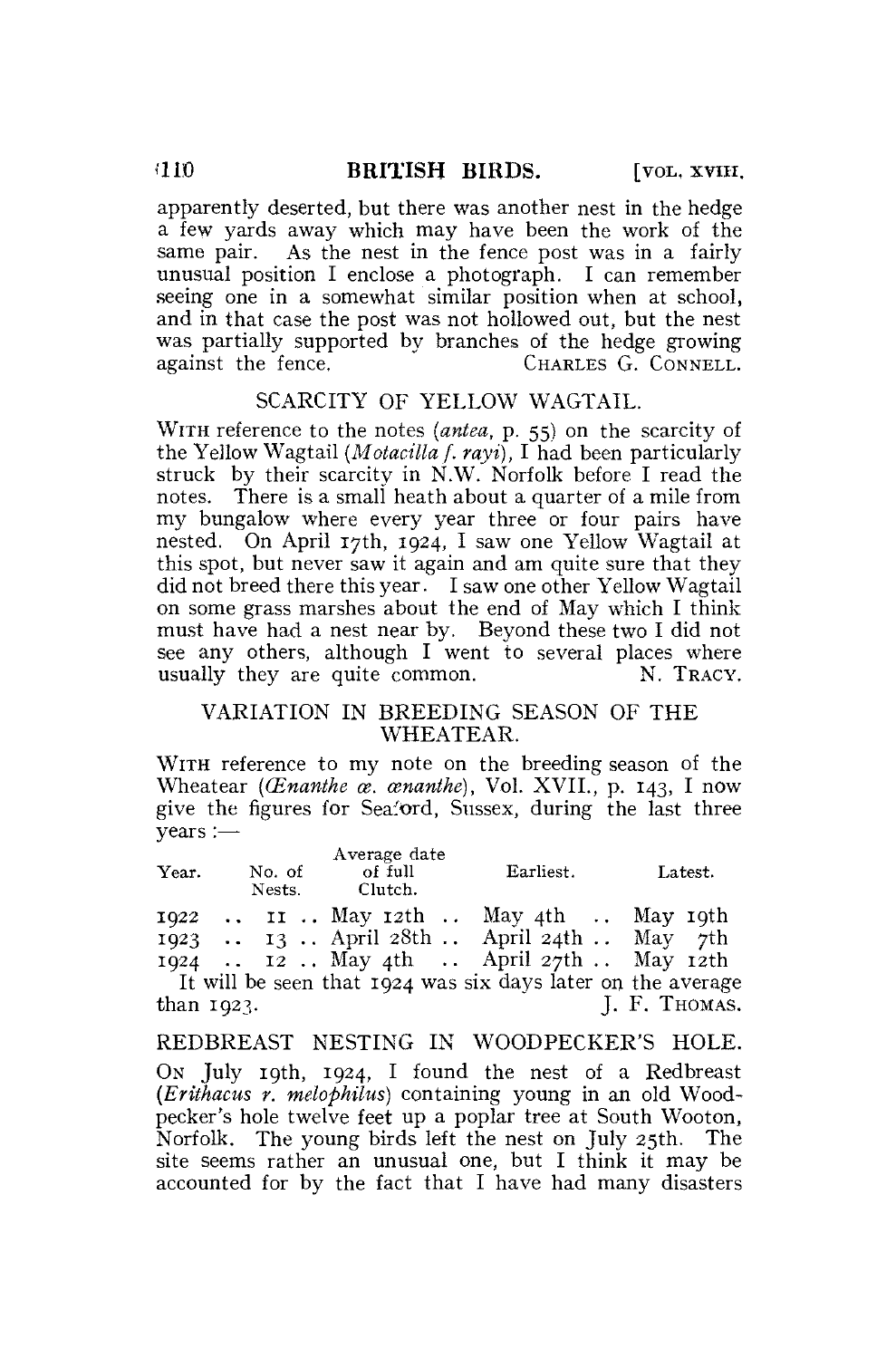apparently deserted, but there was another nest in the hedge a few yards away which may have been the work of the same pair. As the nest in the fence post was in a fairly unusual position I enclose a photograph. I can remember seeing one in a somewhat similar position when at school, and in that case the post was not hollowed out, but the nest was partially supported by branches of the hedge growing against the fence. CHARLES G. CONNELL.

## SCARCITY OF YELLOW WAGTAIL.

WITH reference to the notes (*antea*, p. 55) on the scarcity of the Yellow Wagtail (*Motacilla f. rayi*), I had been particularly struck by their scarcity in N.W. Norfolk before I read the notes. There is a small heath about a quarter of a mile from my bungalow where every year three or four pairs have nested. On April 17th, 1924, I saw one Yellow Wagtail at this spot, but never saw it again and am quite sure that they did not breed there this year. I saw one other Yellow Wagtail on some grass marshes about the end of May which I think must have had a nest near by. Beyond these two I did not see any others, although I went to several places where usually they are quite common. N. TRACY.

## VARIATION IN BREEDING SEASON OF THE WHEATEAR.

WITH reference to my note on the breeding season of the Wheatear (*Œnanthe œ. œnanthe*), Vol. XVII., p. 143, I now give the figures for Seaford, Sussex, during the last three years :—

| Year. | No. of Nests. | Average date of full Clutch. | Earliest. | Latest. |
|---|---|---|---|---|
| 1922 | 11 | May 12th | May 4th | May 19th |
| 1923 | 13 | April 28th | April 24th | May 7th |
| 1924 | 12 | May 4th | April 27th | May 12th |

It will be seen that 1924 was six days later on the average than 1923. J. F. THOMAS.

## REDBREAST NESTING IN WOODPECKER'S HOLE.

ON July 19th, 1924, I found the nest of a Redbreast (*Erithacus r. melophilus*) containing young in an old Woodpecker's hole twelve feet up a poplar tree at South Wooton, Norfolk. The young birds left the nest on July 25th. The site seems rather an unusual one, but I think it may be accounted for by the fact that I have had many disasters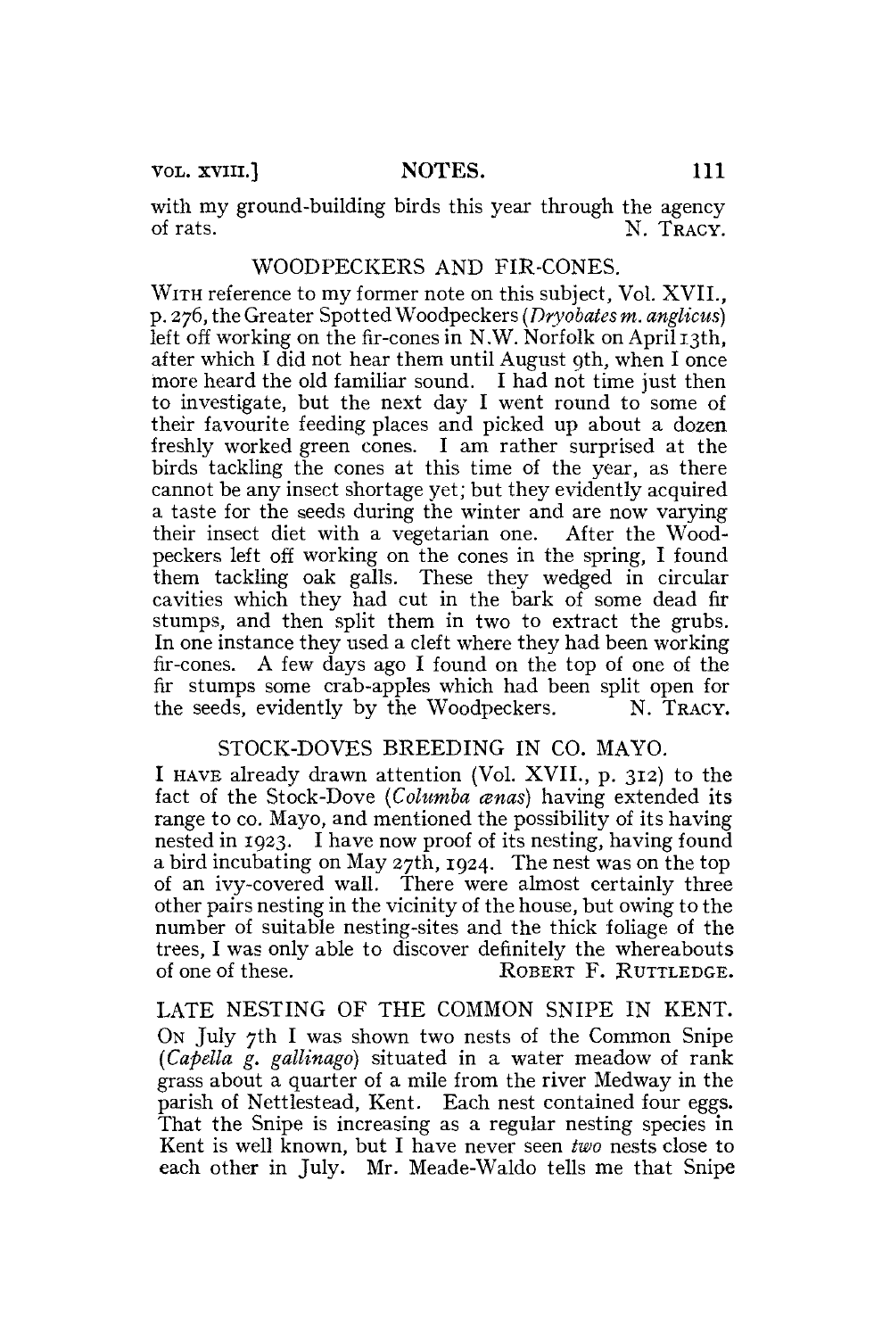with my ground-building birds this year through the agency of rats. N. TRACY.

### WOODPECKERS AND FIR-CONES.

WITH reference to my former note on this subject, Vol. XVII., p. 276, the Greater Spotted Woodpeckers (*Dryobates m. anglicus*) left off working on the fir-cones in N.W. Norfolk on April 13th, after which I did not hear them until August 9th, when I once more heard the old familiar sound. I had not time just then to investigate, but the next day I went round to some of their favourite feeding places and picked up about a dozen freshly worked green cones. I am rather surprised at the birds tackling the cones at this time of the year, as there cannot be any insect shortage yet; but they evidently acquired a taste for the seeds during the winter and are now varying their insect diet with a vegetarian one. After the Woodpeckers left off working on the cones in the spring, I found them tackling oak galls. These they wedged in circular cavities which they had cut in the bark of some dead fir stumps, and then split them in two to extract the grubs. In one instance they used a cleft where they had been working fir-cones. A few days ago I found on the top of one of the fir stumps some crab-apples which had been split open for the seeds, evidently by the Woodpeckers. N. TRACY.

### STOCK-DOVES BREEDING IN CO. MAYO.

I HAVE already drawn attention (Vol. XVII., p. 312) to the fact of the Stock-Dove (*Columba œnas*) having extended its range to co. Mayo, and mentioned the possibility of its having nested in 1923. I have now proof of its nesting, having found a bird incubating on May 27th, 1924. The nest was on the top of an ivy-covered wall. There were almost certainly three other pairs nesting in the vicinity of the house, but owing to the number of suitable nesting-sites and the thick foliage of the trees, I was only able to discover definitely the whereabouts of one of these. ROBERT F. RUTTLEDGE.

### LATE NESTING OF THE COMMON SNIPE IN KENT.

ON July 7th I was shown two nests of the Common Snipe (*Capella g. gallinago*) situated in a water meadow of rank grass about a quarter of a mile from the river Medway in the parish of Nettlestead, Kent. Each nest contained four eggs. That the Snipe is increasing as a regular nesting species in Kent is well known, but I have never seen *two* nests close to each other in July. Mr. Meade-Waldo tells me that Snipe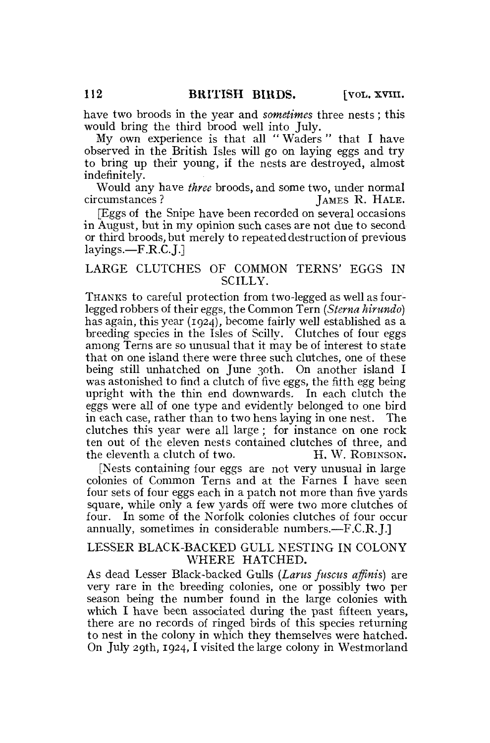have two broods in the year and *sometimes* three nests; this would bring the third brood well into July.

My own experience is that all "Waders" that I have observed in the British Isles will go on laying eggs and try to bring up their young, if the nests are destroyed, almost indefinitely.

Would any have *three* broods, and some two, under normal circumstances? JAMES R. HALE.

[Eggs of the Snipe have been recorded on several occasions in August, but in my opinion such cases are not due to second or third broods, but merely to repeated destruction of previous layings.—F.R.C.J.]

## LARGE CLUTCHES OF COMMON TERNS' EGGS IN SCILLY.

THANKS to careful protection from two-legged as well as four-legged robbers of their eggs, the Common Tern (*Sterna hirundo*) has again, this year (1924), become fairly well established as a breeding species in the Isles of Scilly. Clutches of four eggs among Terns are so unusual that it may be of interest to state that on one island there were three such clutches, one of these being still unhatched on June 30th. On another island I was astonished to find a clutch of five eggs, the fifth egg being upright with the thin end downwards. In each clutch the eggs were all of one type and evidently belonged to one bird in each case, rather than to two hens laying in one nest. The clutches this year were all large; for instance on one rock ten out of the eleven nests contained clutches of three, and the eleventh a clutch of two. H. W. ROBINSON.

[Nests containing four eggs are not very unusual in large colonies of Common Terns and at the Farnes I have seen four sets of four eggs each in a patch not more than five yards square, while only a few yards off were two more clutches of four. In some of the Norfolk colonies clutches of four occur annually, sometimes in considerable numbers.—F.C.R.J.]

## LESSER BLACK-BACKED GULL NESTING IN COLONY WHERE HATCHED.

As dead Lesser Black-backed Gulls (*Larus fuscus affinis*) are very rare in the breeding colonies, one or possibly two per season being the number found in the large colonies with which I have been associated during the past fifteen years, there are no records of ringed birds of this species returning to nest in the colony in which they themselves were hatched. On July 29th, 1924, I visited the large colony in Westmorland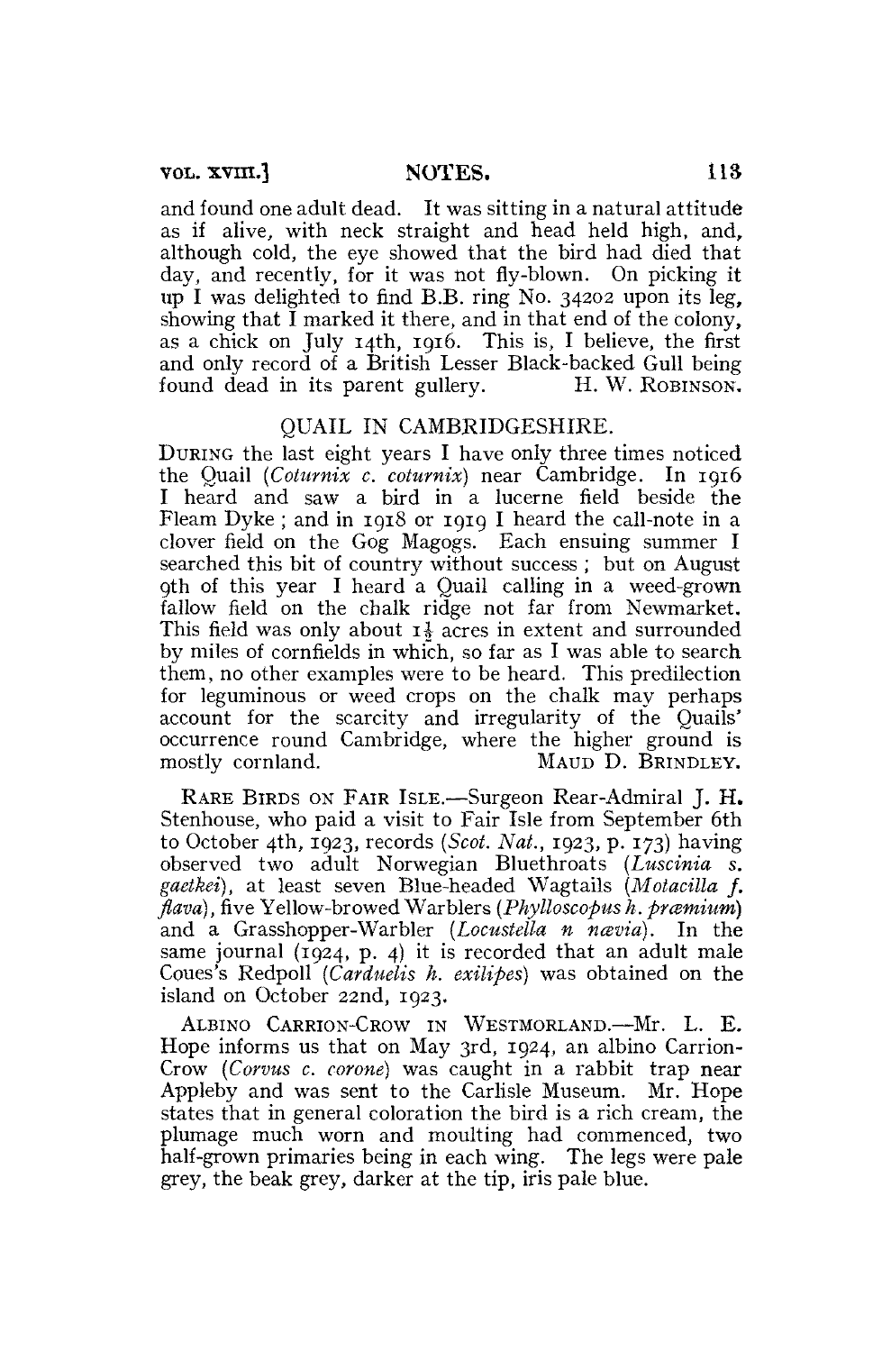and found one adult dead. It was sitting in a natural attitude as if alive, with neck straight and head held high, and, although cold, the eye showed that the bird had died that day, and recently, for it was not fly-blown. On picking it up I was delighted to find B.B. ring No. 34202 upon its leg, showing that I marked it there, and in that end of the colony, as a chick on July 14th, 1916. This is, I believe, the first and only record of a British Lesser Black-backed Gull being found dead in its parent gullery. H. W. ROBINSON.

## QUAIL IN CAMBRIDGESHIRE.

DURING the last eight years I have only three times noticed the Quail (*Coturnix c. coturnix*) near Cambridge. In 1916 I heard and saw a bird in a lucerne field beside the Fleam Dyke; and in 1918 or 1919 I heard the call-note in a clover field on the Gog Magogs. Each ensuing summer I searched this bit of country without success; but on August 9th of this year I heard a Quail calling in a weed-grown fallow field on the chalk ridge not far from Newmarket. This field was only about 1½ acres in extent and surrounded by miles of cornfields in which, so far as I was able to search them, no other examples were to be heard. This predilection for leguminous or weed crops on the chalk may perhaps account for the scarcity and irregularity of the Quails' occurrence round Cambridge, where the higher ground is mostly cornland. MAUD D. BRINDLEY.

RARE BIRDS ON FAIR ISLE.—Surgeon Rear-Admiral J. H. Stenhouse, who paid a visit to Fair Isle from September 6th to October 4th, 1923, records (*Scot. Nat.*, 1923, p. 173) having observed two adult Norwegian Bluethroats (*Luscinia s. gaetkei*), at least seven Blue-headed Wagtails (*Motacilla f. flava*), five Yellow-browed Warblers (*Phylloscopus h. præmium*) and a Grasshopper-Warbler (*Locustella n nævia*). In the same journal (1924, p. 4) it is recorded that an adult male Coues's Redpoll (*Carduelis h. exilipes*) was obtained on the island on October 22nd, 1923.

ALBINO CARRION-CROW IN WESTMORLAND.—Mr. L. E. Hope informs us that on May 3rd, 1924, an albino Carrion-Crow (*Corvus c. corone*) was caught in a rabbit trap near Appleby and was sent to the Carlisle Museum. Mr. Hope states that in general coloration the bird is a rich cream, the plumage much worn and moulting had commenced, two half-grown primaries being in each wing. The legs were pale grey, the beak grey, darker at the tip, iris pale blue.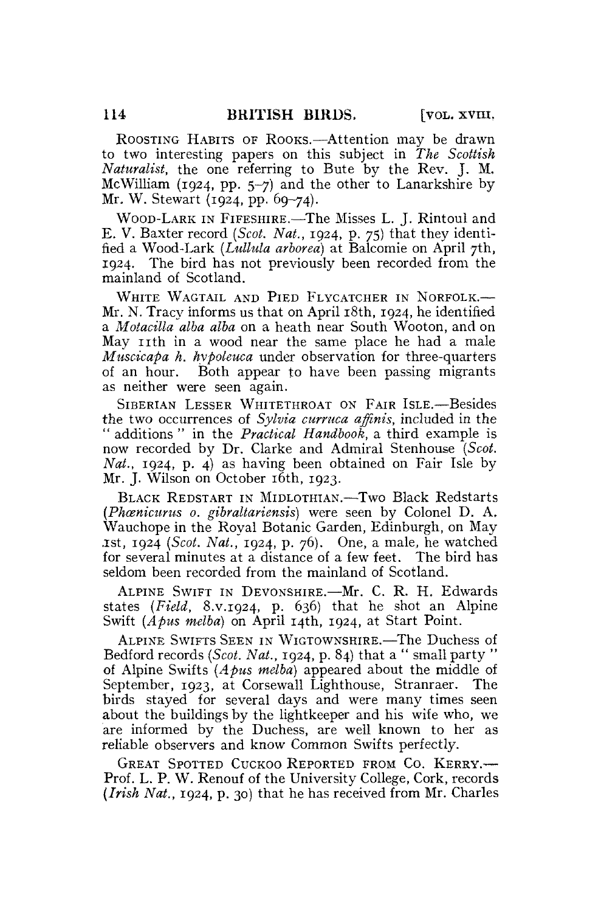ROOSTING HABITS OF ROOKS.—Attention may be drawn to two interesting papers on this subject in *The Scottish Naturalist*, the one referring to Bute by the Rev. J. M. McWilliam (1924, pp. 5–7) and the other to Lanarkshire by Mr. W. Stewart (1924, pp. 69–74).

WOOD-LARK IN FIFESHIRE.—The Misses L. J. Rintoul and E. V. Baxter record (*Scot. Nat.*, 1924, p. 75) that they identified a Wood-Lark (*Lullula arborea*) at Balcomie on April 7th, 1924. The bird has not previously been recorded from the mainland of Scotland.

WHITE WAGTAIL AND PIED FLYCATCHER IN NORFOLK.—Mr. N. Tracy informs us that on April 18th, 1924, he identified a *Motacilla alba alba* on a heath near South Wooton, and on May 11th in a wood near the same place he had a male *Muscicapa h. hypoleuca* under observation for three-quarters of an hour. Both appear to have been passing migrants as neither were seen again.

SIBERIAN LESSER WHITETHROAT ON FAIR ISLE.—Besides the two occurrences of *Sylvia curruca affinis*, included in the "additions" in the *Practical Handbook*, a third example is now recorded by Dr. Clarke and Admiral Stenhouse (*Scot. Nat.*, 1924, p. 4) as having been obtained on Fair Isle by Mr. J. Wilson on October 16th, 1923.

BLACK REDSTART IN MIDLOTHIAN.—Two Black Redstarts (*Phœnicurus o. gibraltariensis*) were seen by Colonel D. A. Wauchope in the Royal Botanic Garden, Edinburgh, on May 1st, 1924 (*Scot. Nat.*, 1924, p. 76). One, a male, he watched for several minutes at a distance of a few feet. The bird has seldom been recorded from the mainland of Scotland.

ALPINE SWIFT IN DEVONSHIRE.—Mr. C. R. H. Edwards states (*Field*, 8.v.1924, p. 636) that he shot an Alpine Swift (*Apus melba*) on April 14th, 1924, at Start Point.

ALPINE SWIFTS SEEN IN WIGTOWNSHIRE.—The Duchess of Bedford records (*Scot. Nat.*, 1924, p. 84) that a "small party" of Alpine Swifts (*Apus melba*) appeared about the middle of September, 1923, at Corsewall Lighthouse, Stranraer. The birds stayed for several days and were many times seen about the buildings by the lightkeeper and his wife who, we are informed by the Duchess, are well known to her as reliable observers and know Common Swifts perfectly.

GREAT SPOTTED CUCKOO REPORTED FROM CO. KERRY.—Prof. L. P. W. Renouf of the University College, Cork, records (*Irish Nat.*, 1924, p. 30) that he has received from Mr. Charles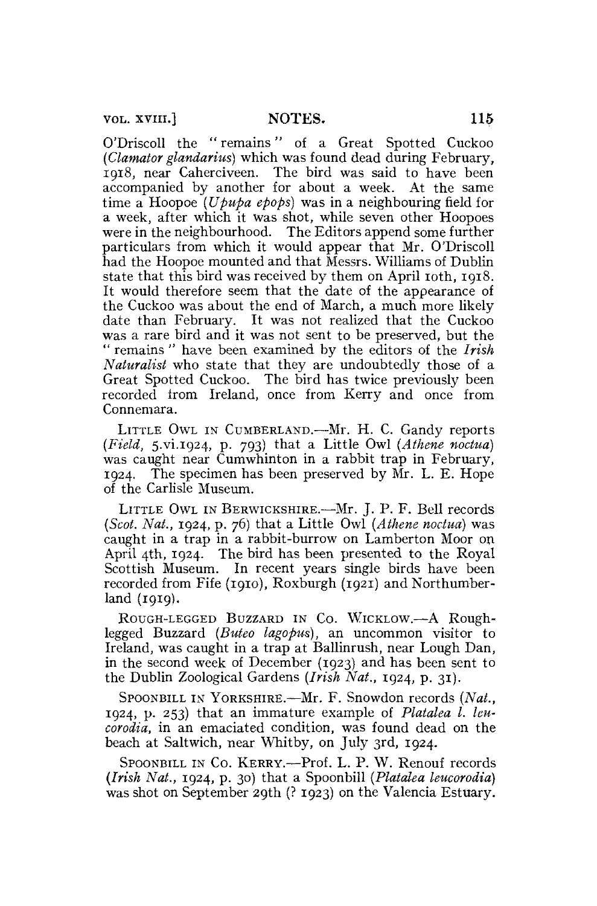O'Driscoll the "remains" of a Great Spotted Cuckoo (*Clamator glandarius*) which was found dead during February, 1918, near Caherciveen. The bird was said to have been accompanied by another for about a week. At the same time a Hoopoe (*Upupa epops*) was in a neighbouring field for a week, after which it was shot, while seven other Hoopoes were in the neighbourhood. The Editors append some further particulars from which it would appear that Mr. O'Driscoll had the Hoopoe mounted and that Messrs. Williams of Dublin state that this bird was received by them on April 10th, 1918. It would therefore seem that the date of the appearance of the Cuckoo was about the end of March, a much more likely date than February. It was not realized that the Cuckoo was a rare bird and it was not sent to be preserved, but the "remains" have been examined by the editors of the *Irish Naturalist* who state that they are undoubtedly those of a Great Spotted Cuckoo. The bird has twice previously been recorded from Ireland, once from Kerry and once from Connemara.

LITTLE OWL IN CUMBERLAND.—Mr. H. C. Gandy reports (*Field*, 5.vi.1924, p. 793) that a Little Owl (*Athene noctua*) was caught near Cumwhinton in a rabbit trap in February, 1924. The specimen has been preserved by Mr. L. E. Hope of the Carlisle Museum.

LITTLE OWL IN BERWICKSHIRE.—Mr. J. P. F. Bell records (*Scot. Nat.*, 1924, p. 76) that a Little Owl (*Athene noctua*) was caught in a trap in a rabbit-burrow on Lamberton Moor on April 4th, 1924. The bird has been presented to the Royal Scottish Museum. In recent years single birds have been recorded from Fife (1910), Roxburgh (1921) and Northumberland (1919).

ROUGH-LEGGED BUZZARD IN CO. WICKLOW.—A Rough-legged Buzzard (*Buteo lagopus*), an uncommon visitor to Ireland, was caught in a trap at Ballinrush, near Lough Dan, in the second week of December (1923) and has been sent to the Dublin Zoological Gardens (*Irish Nat.*, 1924, p. 31).

SPOONBILL IN YORKSHIRE.—Mr. F. Snowdon records (*Nat.*, 1924, p. 253) that an immature example of *Platalea l. leucorodia*, in an emaciated condition, was found dead on the beach at Saltwich, near Whitby, on July 3rd, 1924.

SPOONBILL IN CO. KERRY.—Prof. L. P. W. Renouf records (*Irish Nat.*, 1924, p. 30) that a Spoonbill (*Platalea leucorodia*) was shot on September 29th (? 1923) on the Valencia Estuary.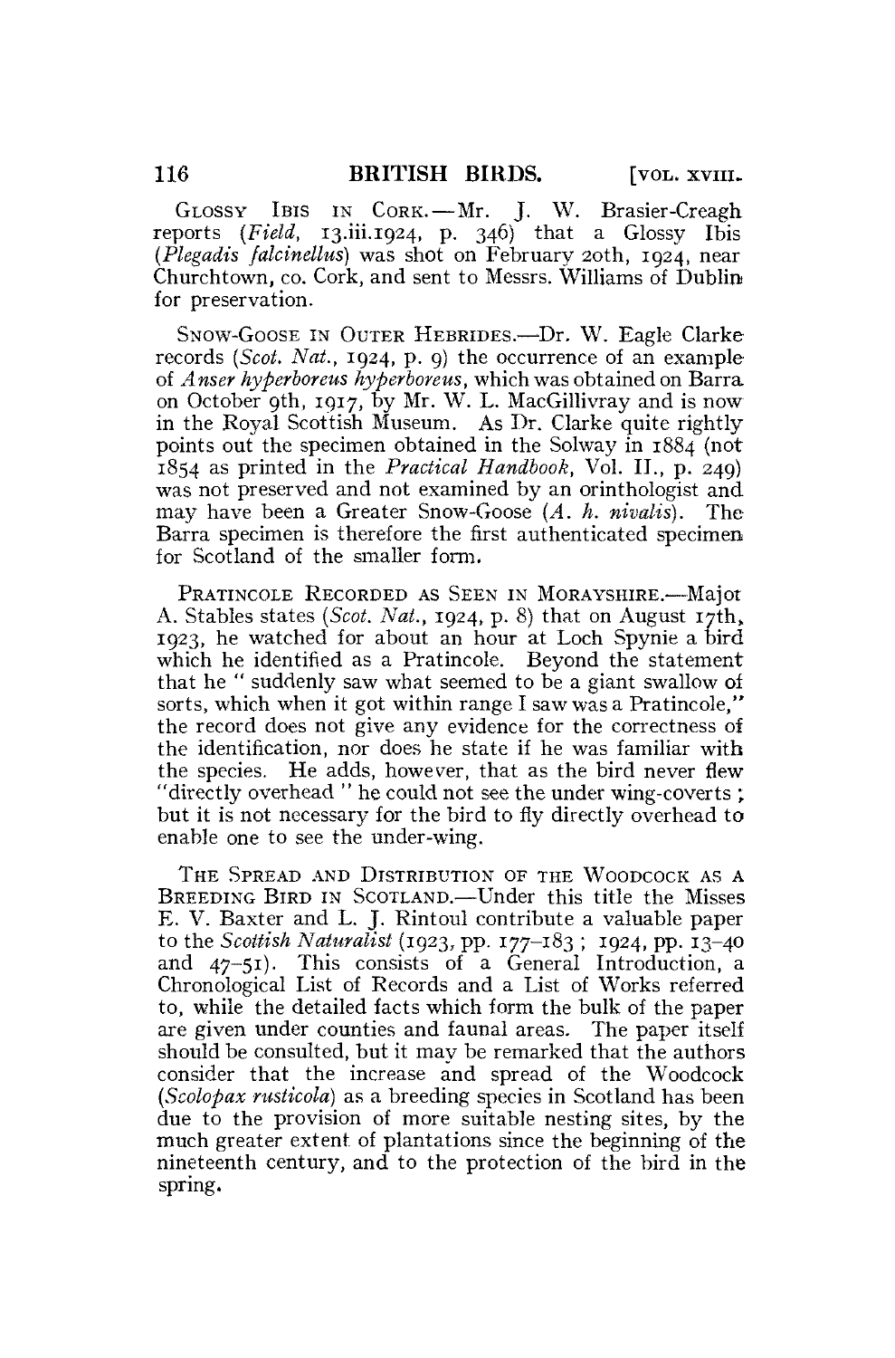GLOSSY IBIS IN CORK.—Mr. J. W. Brasier-Creagh reports (*Field*, 13.iii.1924, p. 346) that a Glossy Ibis (*Plegadis falcinellus*) was shot on February 20th, 1924, near Churchtown, co. Cork, and sent to Messrs. Williams of Dublin for preservation.

SNOW-GOOSE IN OUTER HEBRIDES.—Dr. W. Eagle Clarke records (*Scot. Nat.*, 1924, p. 9) the occurrence of an example of *Anser hyperboreus hyperboreus*, which was obtained on Barra on October 9th, 1917, by Mr. W. L. MacGillivray and is now in the Royal Scottish Museum. As Dr. Clarke quite rightly points out the specimen obtained in the Solway in 1884 (not 1854 as printed in the *Practical Handbook*, Vol. II., p. 249) was not preserved and not examined by an orinthologist and may have been a Greater Snow-Goose (*A. h. nivalis*). The Barra specimen is therefore the first authenticated specimen for Scotland of the smaller form.

PRATINCOLE RECORDED AS SEEN IN MORAYSHIRE.—Major A. Stables states (*Scot. Nat.*, 1924, p. 8) that on August 17th, 1923, he watched for about an hour at Loch Spynie a bird which he identified as a Pratincole. Beyond the statement that he " suddenly saw what seemed to be a giant swallow of sorts, which when it got within range I saw was a Pratincole," the record does not give any evidence for the correctness of the identification, nor does he state if he was familiar with the species. He adds, however, that as the bird never flew "directly overhead " he could not see the under wing-coverts ; but it is not necessary for the bird to fly directly overhead to enable one to see the under-wing.

THE SPREAD AND DISTRIBUTION OF THE WOODCOCK AS A BREEDING BIRD IN SCOTLAND.—Under this title the Misses E. V. Baxter and L. J. Rintoul contribute a valuable paper to the *Scottish Naturalist* (1923, pp. 177–183 ; 1924, pp. 13–40 and 47–51). This consists of a General Introduction, a Chronological List of Records and a List of Works referred to, while the detailed facts which form the bulk of the paper are given under counties and faunal areas. The paper itself should be consulted, but it may be remarked that the authors consider that the increase and spread of the Woodcock (*Scolopax rusticola*) as a breeding species in Scotland has been due to the provision of more suitable nesting sites, by the much greater extent of plantations since the beginning of the nineteenth century, and to the protection of the bird in the spring.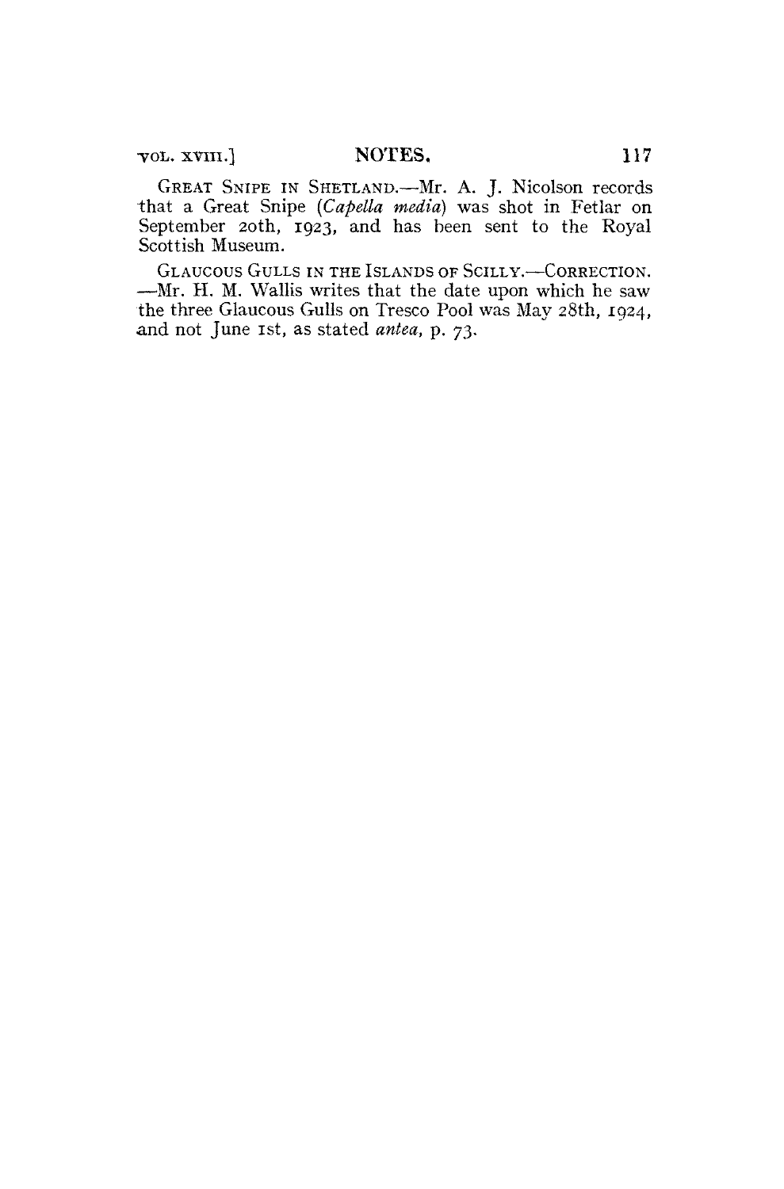Great Snipe in Shetland.—Mr. A. J. Nicolson records that a Great Snipe (*Capella media*) was shot in Fetlar on September 20th, 1923, and has been sent to the Royal Scottish Museum.

Glaucous Gulls in the Islands of Scilly.—Correction.—Mr. H. M. Wallis writes that the date upon which he saw the three Glaucous Gulls on Tresco Pool was May 28th, 1924, and not June 1st, as stated *antea*, p. 73.